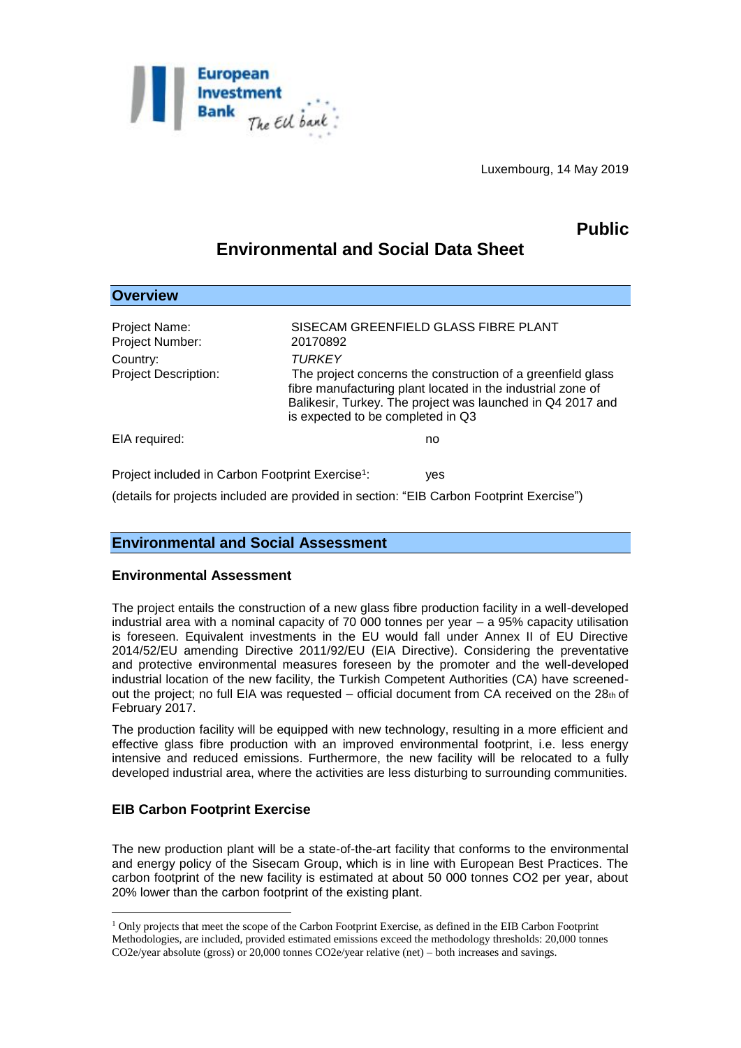Luxembourg, 14 May 2019

**Public**

# Environmental and Social Data Sheet

## Overview

Project Name: SISECAM GREENFIELD GLASS FIBRE PLANT

Project Number: 20170892

Country: *TURKEY*

Project Description: The project concerns the construction of a greenfield glass fibre manufacturing plant located in the industrial zone of Balikesir, Turkey. The project was launched in Q4 2017 and is expected to be completed in Q3

EIA required: no

Project included in Carbon Footprint Exercise[1]: yes

(details for projects included are provided in section: "EIB Carbon Footprint Exercise")

## Environmental and Social Assessment

### Environmental Assessment

The project entails the construction of a new glass fibre production facility in a well-developed industrial area with a nominal capacity of 70 000 tonnes per year – a 95% capacity utilisation is foreseen. Equivalent investments in the EU would fall under Annex II of EU Directive 2014/52/EU amending Directive 2011/92/EU (EIA Directive). Considering the preventative and protective environmental measures foreseen by the promoter and the well-developed industrial location of the new facility, the Turkish Competent Authorities (CA) have screened-out the project; no full EIA was requested – official document from CA received on the 28th of February 2017.

The production facility will be equipped with new technology, resulting in a more efficient and effective glass fibre production with an improved environmental footprint, i.e. less energy intensive and reduced emissions. Furthermore, the new facility will be relocated to a fully developed industrial area, where the activities are less disturbing to surrounding communities.

### EIB Carbon Footprint Exercise

The new production plant will be a state-of-the-art facility that conforms to the environmental and energy policy of the Sisecam Group, which is in line with European Best Practices. The carbon footprint of the new facility is estimated at about 50 000 tonnes $CO_2$ per year, about 20% lower than the carbon footprint of the existing plant.

---

[1] Only projects that meet the scope of the Carbon Footprint Exercise, as defined in the EIB Carbon Footprint Methodologies, are included, provided estimated emissions exceed the methodology thresholds: 20,000 tonnes $CO_2e$/year absolute (gross) or 20,000 tonnes $CO_2e$/year relative (net) – both increases and savings.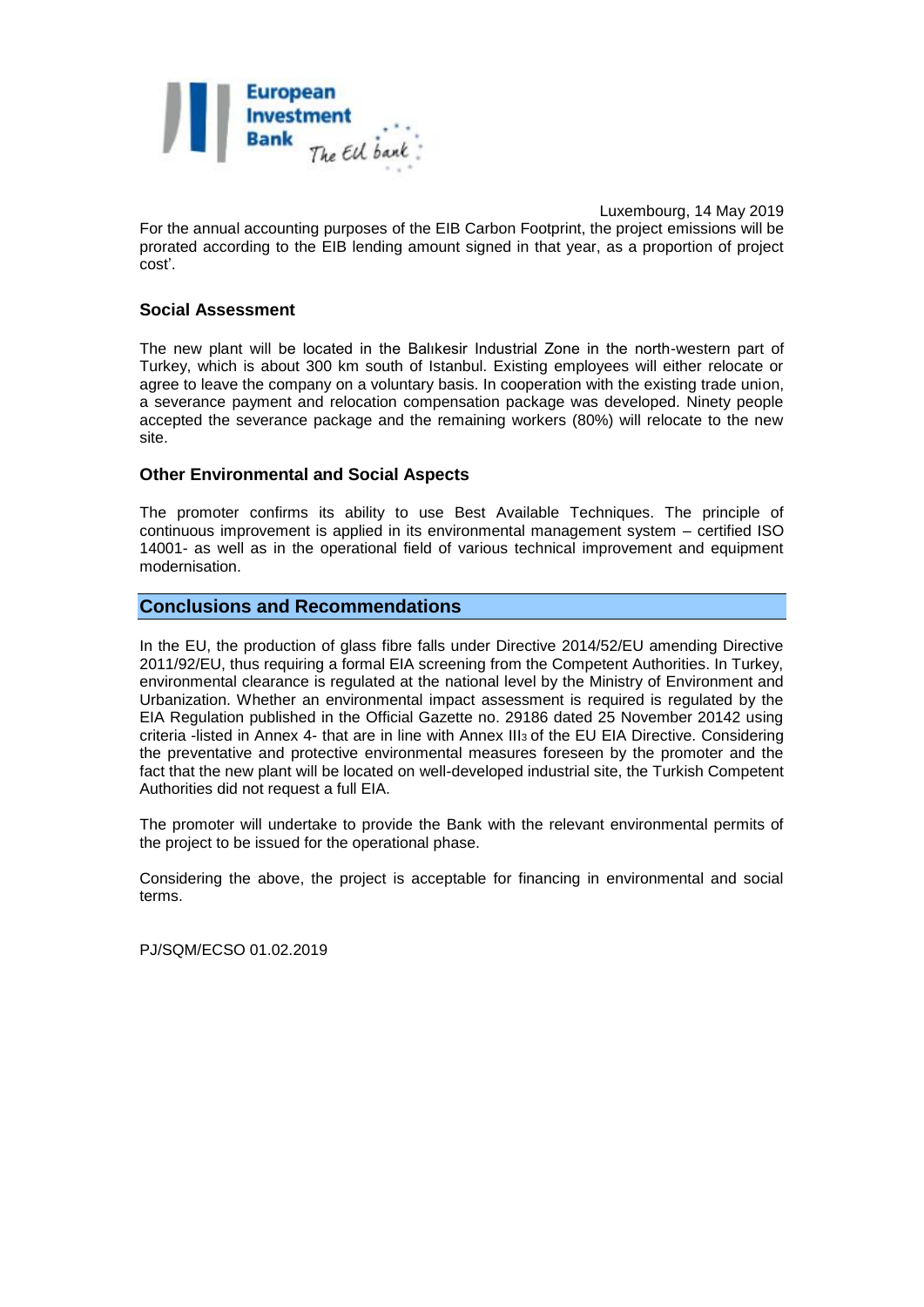Luxembourg, 14 May 2019

For the annual accounting purposes of the EIB Carbon Footprint, the project emissions will be prorated according to the EIB lending amount signed in that year, as a proportion of project cost'.

### Social Assessment

The new plant will be located in the Balıkesir Industrial Zone in the north-western part of Turkey, which is about 300 km south of Istanbul. Existing employees will either relocate or agree to leave the company on a voluntary basis. In cooperation with the existing trade union, a severance payment and relocation compensation package was developed. Ninety people accepted the severance package and the remaining workers (80%) will relocate to the new site.

### Other Environmental and Social Aspects

The promoter confirms its ability to use Best Available Techniques. The principle of continuous improvement is applied in its environmental management system – certified ISO 14001- as well as in the operational field of various technical improvement and equipment modernisation.

## Conclusions and Recommendations

In the EU, the production of glass fibre falls under Directive 2014/52/EU amending Directive 2011/92/EU, thus requiring a formal EIA screening from the Competent Authorities. In Turkey, environmental clearance is regulated at the national level by the Ministry of Environment and Urbanization. Whether an environmental impact assessment is required is regulated by the EIA Regulation published in the Official Gazette no. 29186 dated 25 November 2014[2] using criteria -listed in Annex 4- that are in line with Annex III[3] of the EU EIA Directive. Considering the preventative and protective environmental measures foreseen by the promoter and the fact that the new plant will be located on well-developed industrial site, the Turkish Competent Authorities did not request a full EIA.

The promoter will undertake to provide the Bank with the relevant environmental permits of the project to be issued for the operational phase.

Considering the above, the project is acceptable for financing in environmental and social terms.

PJ/SQM/ECSO 01.02.2019